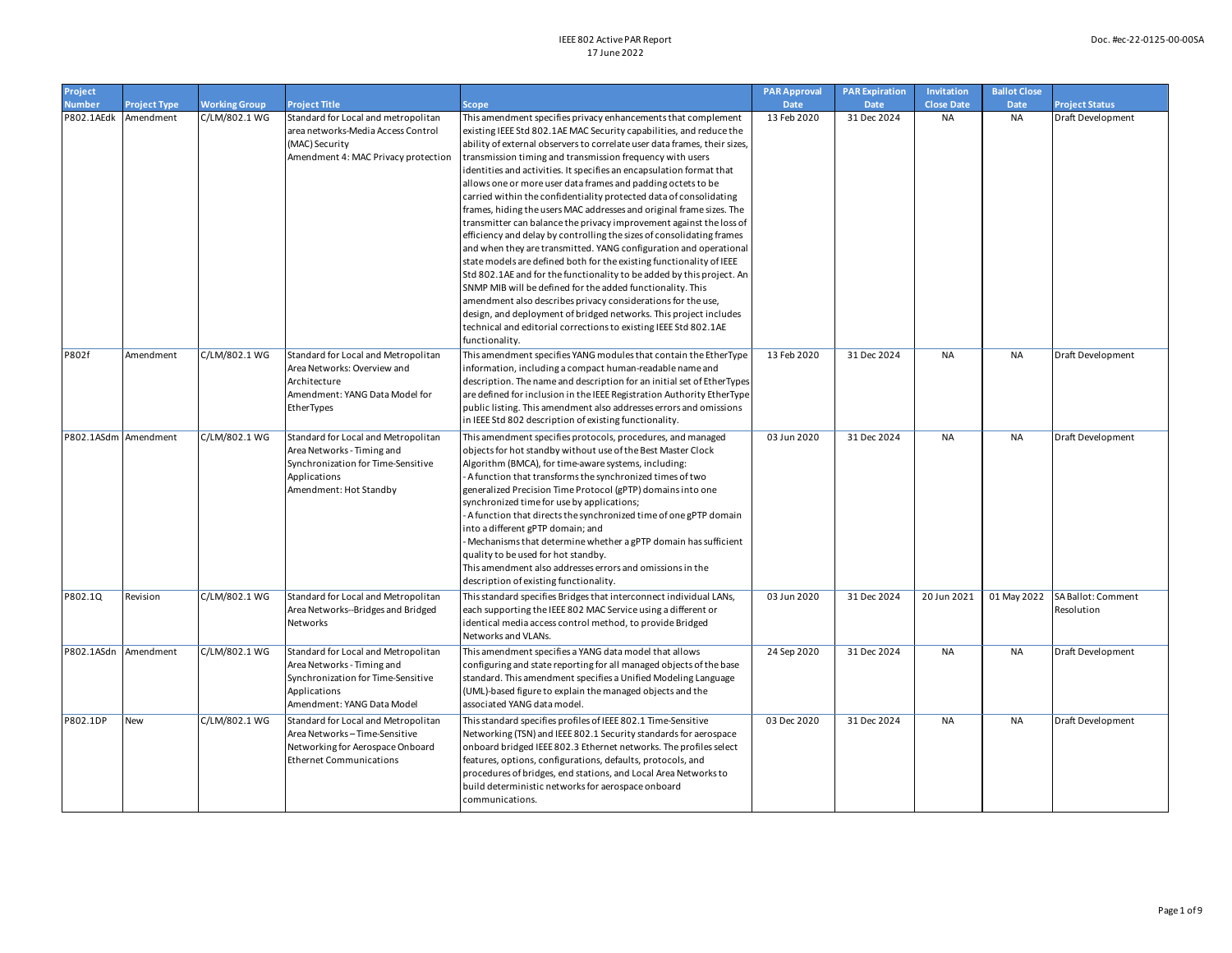IEEE 802 Active PAR Report
17 June 2022

| Project Number | Project Type | Working Group | Project Title | Scope | PAR Approval Date | PAR Expiration Date | Invitation Close Date | Ballot Close Date | Project Status |
|---|---|---|---|---|---|---|---|---|---|
| P802.1AEdk | Amendment | C/LM/802.1 WG | Standard for Local and metropolitan area networks-Media Access Control (MAC) Security Amendment 4: MAC Privacy protection | This amendment specifies privacy enhancements that complement existing IEEE Std 802.1AE MAC Security capabilities, and reduce the ability of external observers to correlate user data frames, their sizes, transmission timing and transmission frequency with users identities and activities. It specifies an encapsulation format that allows one or more user data frames and padding octets to be carried within the confidentiality protected data of consolidating frames, hiding the users MAC addresses and original frame sizes. The transmitter can balance the privacy improvement against the loss of efficiency and delay by controlling the sizes of consolidating frames and when they are transmitted. YANG configuration and operational state models are defined both for the existing functionality of IEEE Std 802.1AE and for the functionality to be added by this project. An SNMP MIB will be defined for the added functionality. This amendment also describes privacy considerations for the use, design, and deployment of bridged networks. This project includes technical and editorial corrections to existing IEEE Std 802.1AE functionality. | 13 Feb 2020 | 31 Dec 2024 | NA | NA | Draft Development |
| P802f | Amendment | C/LM/802.1 WG | Standard for Local and Metropolitan Area Networks: Overview and Architecture Amendment: YANG Data Model for EtherTypes | This amendment specifies YANG modules that contain the EtherType information, including a compact human-readable name and description. The name and description for an initial set of EtherTypes are defined for inclusion in the IEEE Registration Authority EtherType public listing. This amendment also addresses errors and omissions in IEEE Std 802 description of existing functionality. | 13 Feb 2020 | 31 Dec 2024 | NA | NA | Draft Development |
| P802.1ASdm | Amendment | C/LM/802.1 WG | Standard for Local and Metropolitan Area Networks - Timing and Synchronization for Time-Sensitive Applications Amendment: Hot Standby | This amendment specifies protocols, procedures, and managed objects for hot standby without use of the Best Master Clock Algorithm (BMCA), for time-aware systems, including: - A function that transforms the synchronized times of two generalized Precision Time Protocol (gPTP) domains into one synchronized time for use by applications; - A function that directs the synchronized time of one gPTP domain into a different gPTP domain; and - Mechanisms that determine whether a gPTP domain has sufficient quality to be used for hot standby. This amendment also addresses errors and omissions in the description of existing functionality. | 03 Jun 2020 | 31 Dec 2024 | NA | NA | Draft Development |
| P802.1Q | Revision | C/LM/802.1 WG | Standard for Local and Metropolitan Area Networks--Bridges and Bridged Networks | This standard specifies Bridges that interconnect individual LANs, each supporting the IEEE 802 MAC Service using a different or identical media access control method, to provide Bridged Networks and VLANs. | 03 Jun 2020 | 31 Dec 2024 | 20 Jun 2021 | 01 May 2022 | SA Ballot: Comment Resolution |
| P802.1ASdn | Amendment | C/LM/802.1 WG | Standard for Local and Metropolitan Area Networks - Timing and Synchronization for Time-Sensitive Applications Amendment: YANG Data Model | This amendment specifies a YANG data model that allows configuring and state reporting for all managed objects of the base standard. This amendment specifies a Unified Modeling Language (UML)-based figure to explain the managed objects and the associated YANG data model. | 24 Sep 2020 | 31 Dec 2024 | NA | NA | Draft Development |
| P802.1DP | New | C/LM/802.1 WG | Standard for Local and Metropolitan Area Networks – Time-Sensitive Networking for Aerospace Onboard Ethernet Communications | This standard specifies profiles of IEEE 802.1 Time-Sensitive Networking (TSN) and IEEE 802.1 Security standards for aerospace onboard bridged IEEE 802.3 Ethernet networks. The profiles select features, options, configurations, defaults, protocols, and procedures of bridges, end stations, and Local Area Networks to build deterministic networks for aerospace onboard communications. | 03 Dec 2020 | 31 Dec 2024 | NA | NA | Draft Development |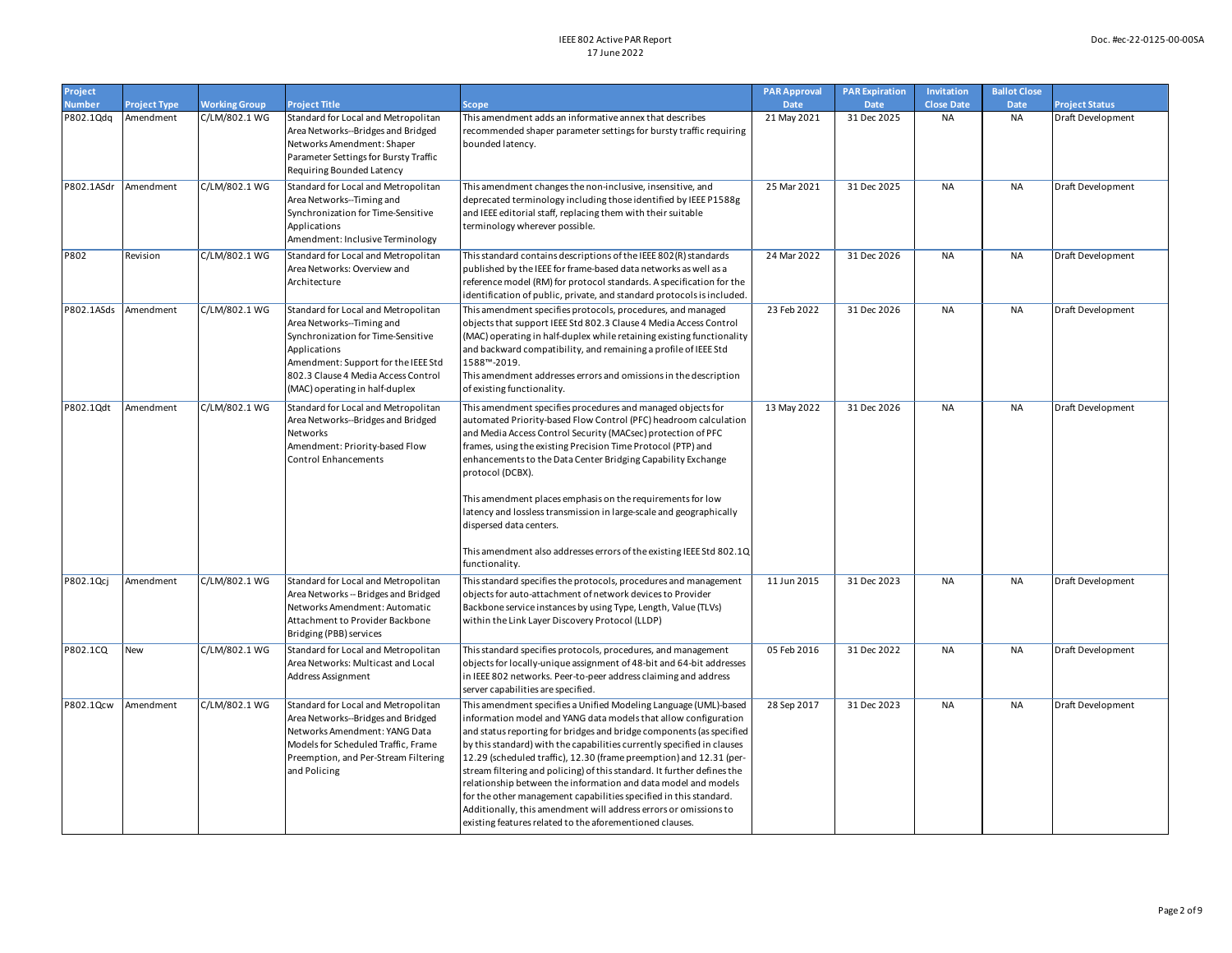| Project Number | Project Type | Working Group | Project Title | Scope | PAR Approval Date | PAR Expiration Date | Invitation Close Date | Ballot Close Date | Project Status |
|---|---|---|---|---|---|---|---|---|---|
| P802.1Qdq | Amendment | C/LM/802.1 WG | Standard for Local and Metropolitan Area Networks--Bridges and Bridged Networks Amendment: Shaper Parameter Settings for Bursty Traffic Requiring Bounded Latency | This amendment adds an informative annex that describes recommended shaper parameter settings for bursty traffic requiring bounded latency. | 21 May 2021 | 31 Dec 2025 | NA | NA | Draft Development |
| P802.1ASdr | Amendment | C/LM/802.1 WG | Standard for Local and Metropolitan Area Networks--Timing and Synchronization for Time-Sensitive Applications Amendment: Inclusive Terminology | This amendment changes the non-inclusive, insensitive, and deprecated terminology including those identified by IEEE P1588g and IEEE editorial staff, replacing them with their suitable terminology wherever possible. | 25 Mar 2021 | 31 Dec 2025 | NA | NA | Draft Development |
| P802 | Revision | C/LM/802.1 WG | Standard for Local and Metropolitan Area Networks: Overview and Architecture | This standard contains descriptions of the IEEE 802(R) standards published by the IEEE for frame-based data networks as well as a reference model (RM) for protocol standards. A specification for the identification of public, private, and standard protocols is included. | 24 Mar 2022 | 31 Dec 2026 | NA | NA | Draft Development |
| P802.1ASds | Amendment | C/LM/802.1 WG | Standard for Local and Metropolitan Area Networks--Timing and Synchronization for Time-Sensitive Applications Amendment: Support for the IEEE Std 802.3 Clause 4 Media Access Control (MAC) operating in half-duplex | This amendment specifies protocols, procedures, and managed objects that support IEEE Std 802.3 Clause 4 Media Access Control (MAC) operating in half-duplex while retaining existing functionality and backward compatibility, and remaining a profile of IEEE Std 1588™-2019. This amendment addresses errors and omissions in the description of existing functionality. | 23 Feb 2022 | 31 Dec 2026 | NA | NA | Draft Development |
| P802.1Qdt | Amendment | C/LM/802.1 WG | Standard for Local and Metropolitan Area Networks--Bridges and Bridged Networks Amendment: Priority-based Flow Control Enhancements | This amendment specifies procedures and managed objects for automated Priority-based Flow Control (PFC) headroom calculation and Media Access Control Security (MACsec) protection of PFC frames, using the existing Precision Time Protocol (PTP) and enhancements to the Data Center Bridging Capability Exchange protocol (DCBX).<br><br>This amendment places emphasis on the requirements for low latency and lossless transmission in large-scale and geographically dispersed data centers.<br><br>This amendment also addresses errors of the existing IEEE Std 802.1Q functionality. | 13 May 2022 | 31 Dec 2026 | NA | NA | Draft Development |
| P802.1Qcj | Amendment | C/LM/802.1 WG | Standard for Local and Metropolitan Area Networks -- Bridges and Bridged Networks Amendment: Automatic Attachment to Provider Backbone Bridging (PBB) services | This standard specifies the protocols, procedures and management objects for auto-attachment of network devices to Provider Backbone service instances by using Type, Length, Value (TLVs) within the Link Layer Discovery Protocol (LLDP) | 11 Jun 2015 | 31 Dec 2023 | NA | NA | Draft Development |
| P802.1CQ | New | C/LM/802.1 WG | Standard for Local and Metropolitan Area Networks: Multicast and Local Address Assignment | This standard specifies protocols, procedures, and management objects for locally-unique assignment of 48-bit and 64-bit addresses in IEEE 802 networks. Peer-to-peer address claiming and address server capabilities are specified. | 05 Feb 2016 | 31 Dec 2022 | NA | NA | Draft Development |
| P802.1Qcw | Amendment | C/LM/802.1 WG | Standard for Local and Metropolitan Area Networks--Bridges and Bridged Networks Amendment: YANG Data Models for Scheduled Traffic, Frame Preemption, and Per-Stream Filtering and Policing | This amendment specifies a Unified Modeling Language (UML)-based information model and YANG data models that allow configuration and status reporting for bridges and bridge components (as specified by this standard) with the capabilities currently specified in clauses 12.29 (scheduled traffic), 12.30 (frame preemption) and 12.31 (per-stream filtering and policing) of this standard. It further defines the relationship between the information and data model and models for the other management capabilities specified in this standard. Additionally, this amendment will address errors or omissions to existing features related to the aforementioned clauses. | 28 Sep 2017 | 31 Dec 2023 | NA | NA | Draft Development |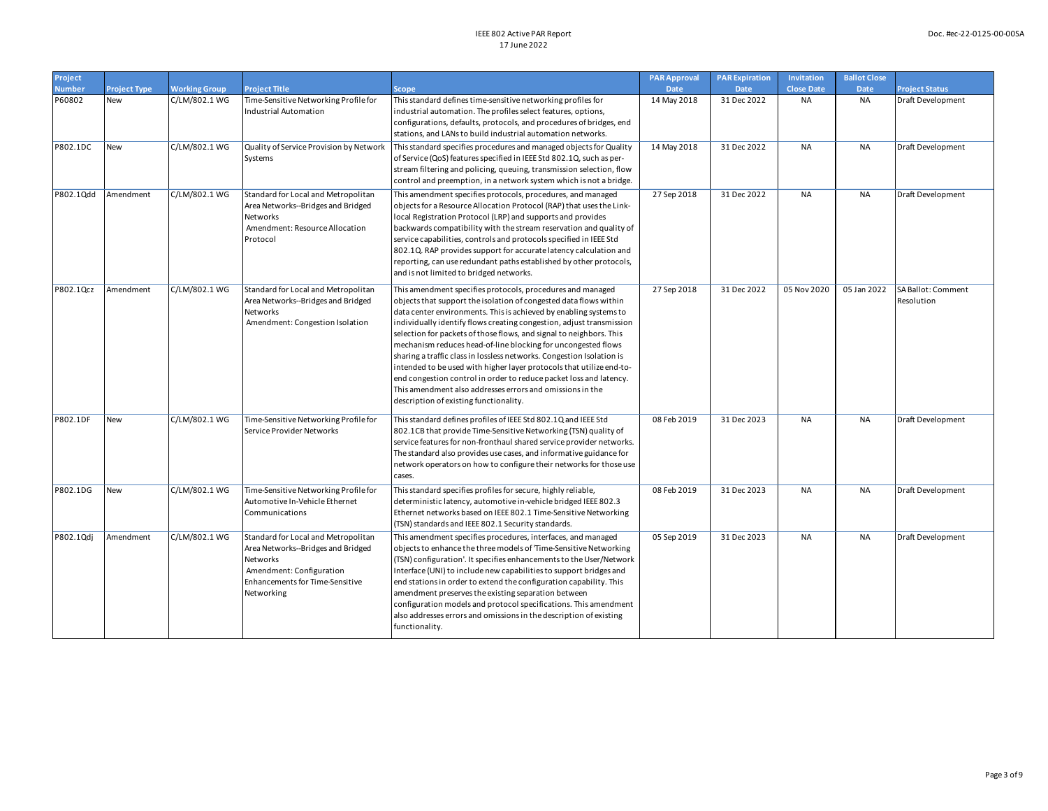| Project Number | Project Type | Working Group | Project Title | Scope | PAR Approval Date | PAR Expiration Date | Invitation Close Date | Ballot Close Date | Project Status |
|---|---|---|---|---|---|---|---|---|---|
| P60802 | New | C/LM/802.1 WG | Time-Sensitive Networking Profile for Industrial Automation | This standard defines time-sensitive networking profiles for industrial automation. The profiles select features, options, configurations, defaults, protocols, and procedures of bridges, end stations, and LANs to build industrial automation networks. | 14 May 2018 | 31 Dec 2022 | NA | NA | Draft Development |
| P802.1DC | New | C/LM/802.1 WG | Quality of Service Provision by Network Systems | This standard specifies procedures and managed objects for Quality of Service (QoS) features specified in IEEE Std 802.1Q, such as per-stream filtering and policing, queuing, transmission selection, flow control and preemption, in a network system which is not a bridge. | 14 May 2018 | 31 Dec 2022 | NA | NA | Draft Development |
| P802.1Qdd | Amendment | C/LM/802.1 WG | Standard for Local and Metropolitan Area Networks--Bridges and Bridged Networks Amendment: Resource Allocation Protocol | This amendment specifies protocols, procedures, and managed objects for a Resource Allocation Protocol (RAP) that uses the Link-local Registration Protocol (LRP) and supports and provides backwards compatibility with the stream reservation and quality of service capabilities, controls and protocols specified in IEEE Std 802.1Q. RAP provides support for accurate latency calculation and reporting, can use redundant paths established by other protocols, and is not limited to bridged networks. | 27 Sep 2018 | 31 Dec 2022 | NA | NA | Draft Development |
| P802.1Qcz | Amendment | C/LM/802.1 WG | Standard for Local and Metropolitan Area Networks--Bridges and Bridged Networks Amendment: Congestion Isolation | This amendment specifies protocols, procedures and managed objects that support the isolation of congested data flows within data center environments. This is achieved by enabling systems to individually identify flows creating congestion, adjust transmission selection for packets of those flows, and signal to neighbors. This mechanism reduces head-of-line blocking for uncongested flows sharing a traffic class in lossless networks. Congestion Isolation is intended to be used with higher layer protocols that utilize end-to-end congestion control in order to reduce packet loss and latency. This amendment also addresses errors and omissions in the description of existing functionality. | 27 Sep 2018 | 31 Dec 2022 | 05 Nov 2020 | 05 Jan 2022 | SA Ballot: Comment Resolution |
| P802.1DF | New | C/LM/802.1 WG | Time-Sensitive Networking Profile for Service Provider Networks | This standard defines profiles of IEEE Std 802.1Q and IEEE Std 802.1CB that provide Time-Sensitive Networking (TSN) quality of service features for non-fronthaul shared service provider networks. The standard also provides use cases, and informative guidance for network operators on how to configure their networks for those use cases. | 08 Feb 2019 | 31 Dec 2023 | NA | NA | Draft Development |
| P802.1DG | New | C/LM/802.1 WG | Time-Sensitive Networking Profile for Automotive In-Vehicle Ethernet Communications | This standard specifies profiles for secure, highly reliable, deterministic latency, automotive in-vehicle bridged IEEE 802.3 Ethernet networks based on IEEE 802.1 Time-Sensitive Networking (TSN) standards and IEEE 802.1 Security standards. | 08 Feb 2019 | 31 Dec 2023 | NA | NA | Draft Development |
| P802.1Qdj | Amendment | C/LM/802.1 WG | Standard for Local and Metropolitan Area Networks--Bridges and Bridged Networks Amendment: Configuration Enhancements for Time-Sensitive Networking | This amendment specifies procedures, interfaces, and managed objects to enhance the three models of 'Time-Sensitive Networking (TSN) configuration'. It specifies enhancements to the User/Network Interface (UNI) to include new capabilities to support bridges and end stations in order to extend the configuration capability. This amendment preserves the existing separation between configuration models and protocol specifications. This amendment also addresses errors and omissions in the description of existing functionality. | 05 Sep 2019 | 31 Dec 2023 | NA | NA | Draft Development |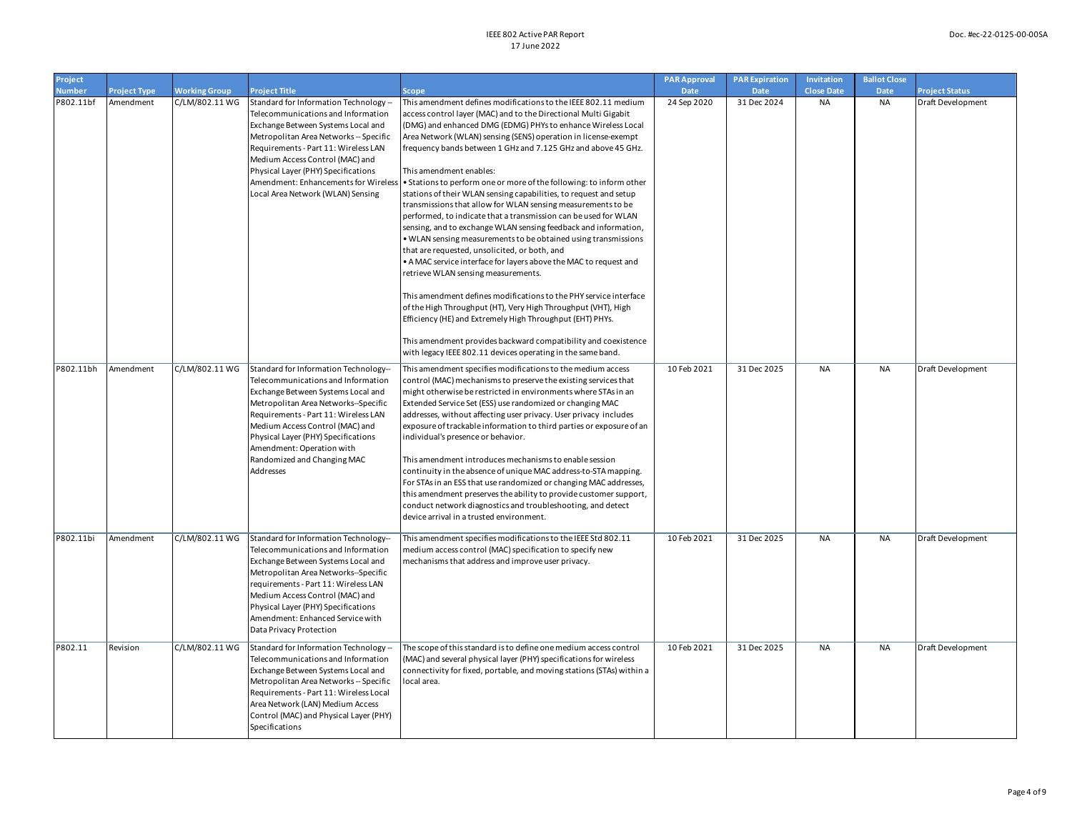| Project Number | Project Type | Working Group | Project Title | Scope | PAR Approval Date | PAR Expiration Date | Invitation Close Date | Ballot Close Date | Project Status |
|---|---|---|---|---|---|---|---|---|---|
| P802.11bf | Amendment | C/LM/802.11 WG | Standard for Information Technology -- Telecommunications and Information Exchange Between Systems Local and Metropolitan Area Networks -- Specific Requirements - Part 11: Wireless LAN Medium Access Control (MAC) and Physical Layer (PHY) Specifications Amendment: Enhancements for Wireless Local Area Network (WLAN) Sensing | This amendment defines modifications to the IEEE 802.11 medium access control layer (MAC) and to the Directional Multi Gigabit (DMG) and enhanced DMG (EDMG) PHYs to enhance Wireless Local Area Network (WLAN) sensing (SENS) operation in license-exempt frequency bands between 1 GHz and 7.125 GHz and above 45 GHz.<br><br>This amendment enables:<br>• Stations to perform one or more of the following: to inform other stations of their WLAN sensing capabilities, to request and setup transmissions that allow for WLAN sensing measurements to be performed, to indicate that a transmission can be used for WLAN sensing, and to exchange WLAN sensing feedback and information,<br>• WLAN sensing measurements to be obtained using transmissions that are requested, unsolicited, or both, and<br>• A MAC service interface for layers above the MAC to request and retrieve WLAN sensing measurements.<br><br>This amendment defines modifications to the PHY service interface of the High Throughput (HT), Very High Throughput (VHT), High Efficiency (HE) and Extremely High Throughput (EHT) PHYs.<br><br>This amendment provides backward compatibility and coexistence with legacy IEEE 802.11 devices operating in the same band. | 24 Sep 2020 | 31 Dec 2024 | NA | NA | Draft Development |
| P802.11bh | Amendment | C/LM/802.11 WG | Standard for Information Technology--Telecommunications and Information Exchange Between Systems Local and Metropolitan Area Networks--Specific Requirements - Part 11: Wireless LAN Medium Access Control (MAC) and Physical Layer (PHY) Specifications Amendment: Operation with Randomized and Changing MAC Addresses | This amendment specifies modifications to the medium access control (MAC) mechanisms to preserve the existing services that might otherwise be restricted in environments where STAs in an Extended Service Set (ESS) use randomized or changing MAC addresses, without affecting user privacy. User privacy includes exposure of trackable information to third parties or exposure of an individual's presence or behavior.<br><br>This amendment introduces mechanisms to enable session continuity in the absence of unique MAC address-to-STA mapping. For STAs in an ESS that use randomized or changing MAC addresses, this amendment preserves the ability to provide customer support, conduct network diagnostics and troubleshooting, and detect device arrival in a trusted environment. | 10 Feb 2021 | 31 Dec 2025 | NA | NA | Draft Development |
| P802.11bi | Amendment | C/LM/802.11 WG | Standard for Information Technology--Telecommunications and Information Exchange Between Systems Local and Metropolitan Area Networks--Specific requirements - Part 11: Wireless LAN Medium Access Control (MAC) and Physical Layer (PHY) Specifications Amendment: Enhanced Service with Data Privacy Protection | This amendment specifies modifications to the IEEE Std 802.11 medium access control (MAC) specification to specify new mechanisms that address and improve user privacy. | 10 Feb 2021 | 31 Dec 2025 | NA | NA | Draft Development |
| P802.11 | Revision | C/LM/802.11 WG | Standard for Information Technology -- Telecommunications and Information Exchange Between Systems Local and Metropolitan Area Networks -- Specific Requirements - Part 11: Wireless Local Area Network (LAN) Medium Access Control (MAC) and Physical Layer (PHY) Specifications | The scope of this standard is to define one medium access control (MAC) and several physical layer (PHY) specifications for wireless connectivity for fixed, portable, and moving stations (STAs) within a local area. | 10 Feb 2021 | 31 Dec 2025 | NA | NA | Draft Development |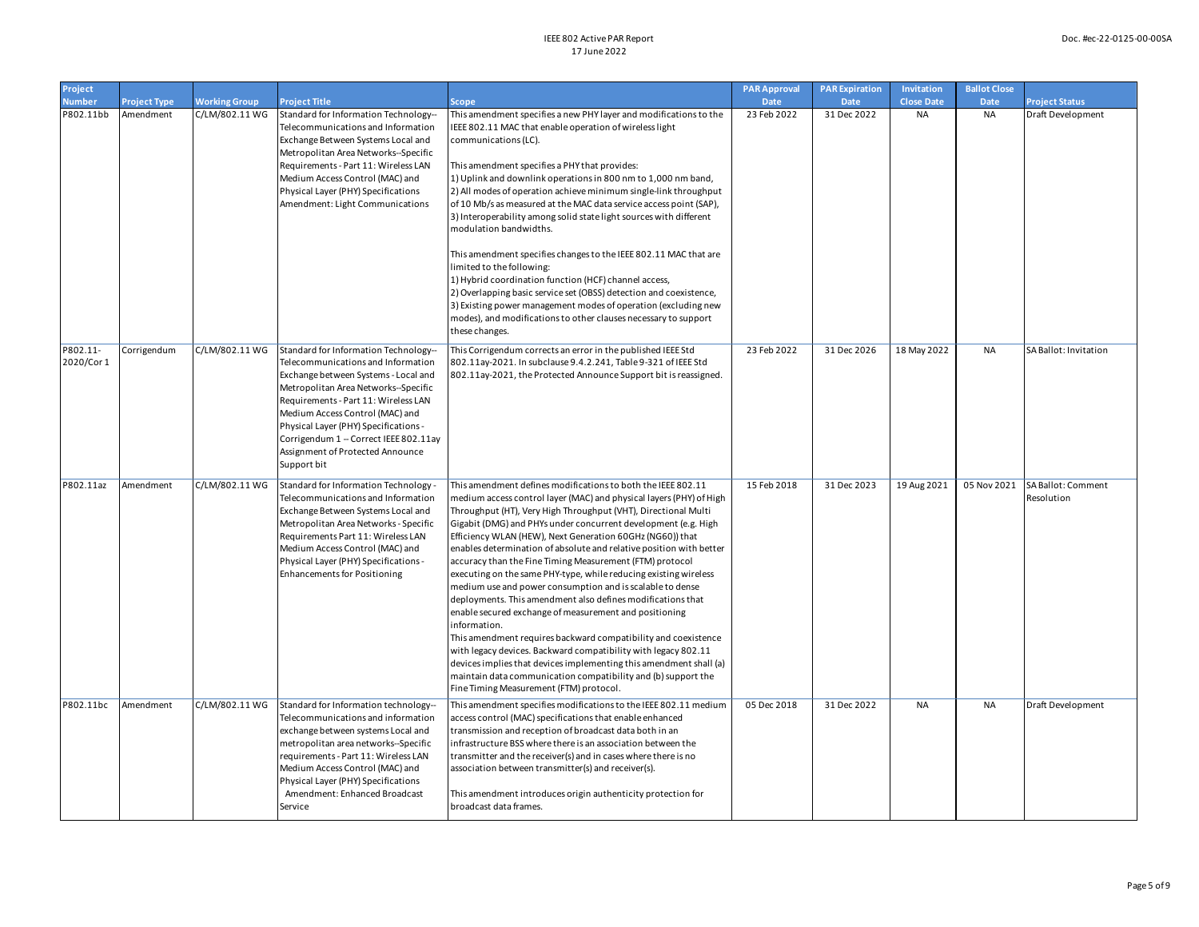| Project Number | Project Type | Working Group | Project Title | Scope | PAR Approval Date | PAR Expiration Date | Invitation Close Date | Ballot Close Date | Project Status |
|---|---|---|---|---|---|---|---|---|---|
| P802.11bb | Amendment | C/LM/802.11 WG | Standard for Information Technology--Telecommunications and Information Exchange Between Systems Local and Metropolitan Area Networks--Specific Requirements - Part 11: Wireless LAN Medium Access Control (MAC) and Physical Layer (PHY) Specifications Amendment: Light Communications | This amendment specifies a new PHY layer and modifications to the IEEE 802.11 MAC that enable operation of wireless light communications (LC).<br><br>This amendment specifies a PHY that provides:<br>1) Uplink and downlink operations in 800 nm to 1,000 nm band,<br>2) All modes of operation achieve minimum single-link throughput of 10 Mb/s as measured at the MAC data service access point (SAP),<br>3) Interoperability among solid state light sources with different modulation bandwidths.<br><br>This amendment specifies changes to the IEEE 802.11 MAC that are limited to the following:<br>1) Hybrid coordination function (HCF) channel access,<br>2) Overlapping basic service set (OBSS) detection and coexistence,<br>3) Existing power management modes of operation (excluding new modes), and modifications to other clauses necessary to support these changes. | 23 Feb 2022 | 31 Dec 2022 | NA | NA | Draft Development |
| P802.11-2020/Cor 1 | Corrigendum | C/LM/802.11 WG | Standard for Information Technology--Telecommunications and Information Exchange between Systems - Local and Metropolitan Area Networks--Specific Requirements - Part 11: Wireless LAN Medium Access Control (MAC) and Physical Layer (PHY) Specifications - Corrigendum 1 -- Correct IEEE 802.11ay Assignment of Protected Announce Support bit | This Corrigendum corrects an error in the published IEEE Std 802.11ay-2021. In subclause 9.4.2.241, Table 9-321 of IEEE Std 802.11ay-2021, the Protected Announce Support bit is reassigned. | 23 Feb 2022 | 31 Dec 2026 | 18 May 2022 | NA | SA Ballot: Invitation |
| P802.11az | Amendment | C/LM/802.11 WG | Standard for Information Technology - Telecommunications and Information Exchange Between Systems Local and Metropolitan Area Networks - Specific Requirements Part 11: Wireless LAN Medium Access Control (MAC) and Physical Layer (PHY) Specifications - Enhancements for Positioning | This amendment defines modifications to both the IEEE 802.11 medium access control layer (MAC) and physical layers (PHY) of High Throughput (HT), Very High Throughput (VHT), Directional Multi Gigabit (DMG) and PHYs under concurrent development (e.g. High Efficiency WLAN (HEW), Next Generation 60GHz (NG60)) that enables determination of absolute and relative position with better accuracy than the Fine Timing Measurement (FTM) protocol executing on the same PHY-type, while reducing existing wireless medium use and power consumption and is scalable to dense deployments. This amendment also defines modifications that enable secured exchange of measurement and positioning information.<br>This amendment requires backward compatibility and coexistence with legacy devices. Backward compatibility with legacy 802.11 devices implies that devices implementing this amendment shall (a) maintain data communication compatibility and (b) support the Fine Timing Measurement (FTM) protocol. | 15 Feb 2018 | 31 Dec 2023 | 19 Aug 2021 | 05 Nov 2021 | SA Ballot: Comment Resolution |
| P802.11bc | Amendment | C/LM/802.11 WG | Standard for Information technology--Telecommunications and information exchange between systems Local and metropolitan area networks--Specific requirements - Part 11: Wireless LAN Medium Access Control (MAC) and Physical Layer (PHY) Specifications Amendment: Enhanced Broadcast Service | This amendment specifies modifications to the IEEE 802.11 medium access control (MAC) specifications that enable enhanced transmission and reception of broadcast data both in an infrastructure BSS where there is an association between the transmitter and the receiver(s) and in cases where there is no association between transmitter(s) and receiver(s).<br><br>This amendment introduces origin authenticity protection for broadcast data frames. | 05 Dec 2018 | 31 Dec 2022 | NA | NA | Draft Development |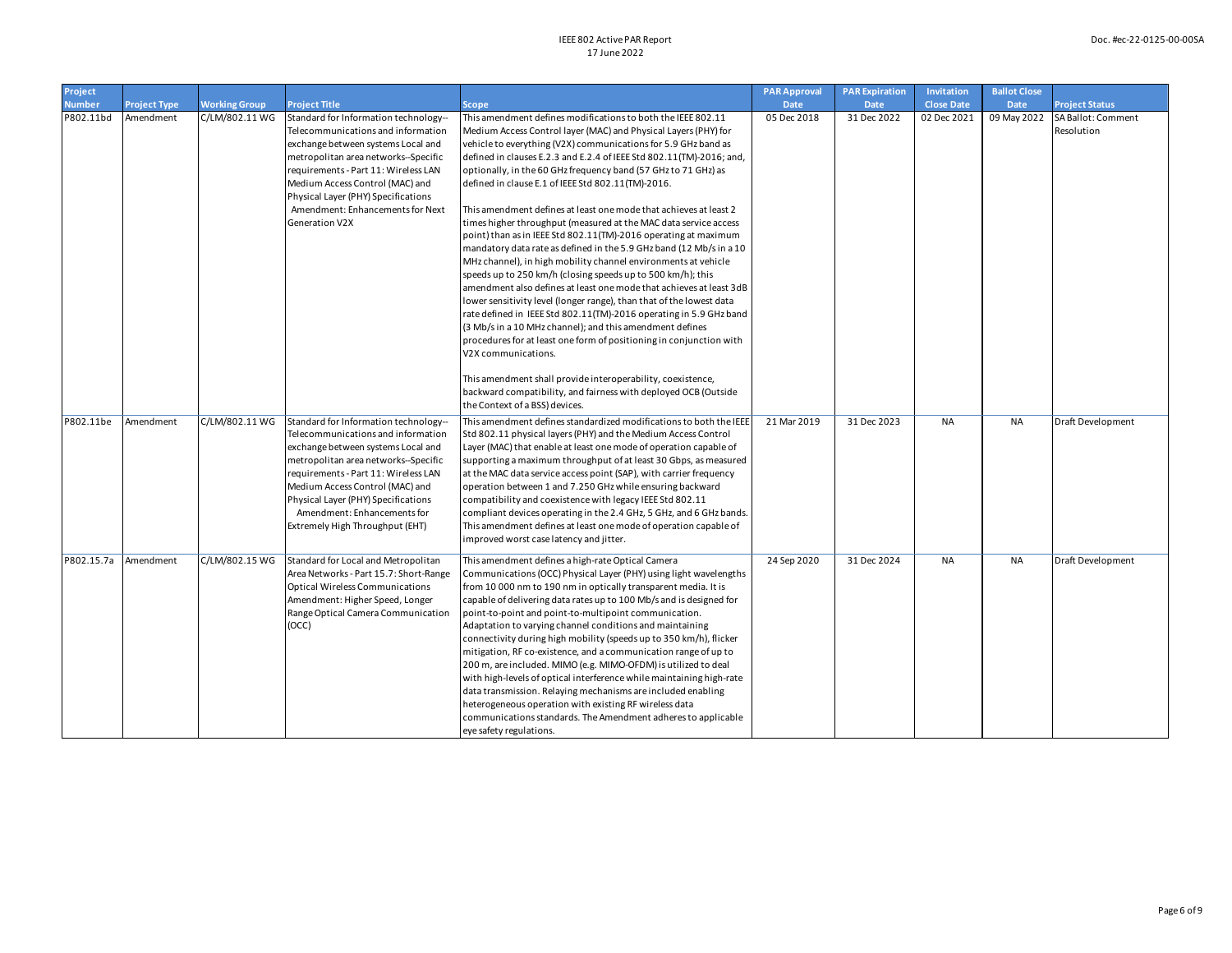| Project Number | Project Type | Working Group | Project Title | Scope | PAR Approval Date | PAR Expiration Date | Invitation Close Date | Ballot Close Date | Project Status |
|---|---|---|---|---|---|---|---|---|---|
| P802.11bd | Amendment | C/LM/802.11 WG | Standard for Information technology--Telecommunications and information exchange between systems Local and metropolitan area networks--Specific requirements - Part 11: Wireless LAN Medium Access Control (MAC) and Physical Layer (PHY) Specifications Amendment: Enhancements for Next Generation V2X | This amendment defines modifications to both the IEEE 802.11 Medium Access Control layer (MAC) and Physical Layers (PHY) for vehicle to everything (V2X) communications for 5.9 GHz band as defined in clauses E.2.3 and E.2.4 of IEEE Std 802.11(TM)-2016; and, optionally, in the 60 GHz frequency band (57 GHz to 71 GHz) as defined in clause E.1 of IEEE Std 802.11(TM)-2016.<br><br>This amendment defines at least one mode that achieves at least 2 times higher throughput (measured at the MAC data service access point) than as in IEEE Std 802.11(TM)-2016 operating at maximum mandatory data rate as defined in the 5.9 GHz band (12 Mb/s in a 10 MHz channel), in high mobility channel environments at vehicle speeds up to 250 km/h (closing speeds up to 500 km/h); this amendment also defines at least one mode that achieves at least 3dB lower sensitivity level (longer range), than that of the lowest data rate defined in IEEE Std 802.11(TM)-2016 operating in 5.9 GHz band (3 Mb/s in a 10 MHz channel); and this amendment defines procedures for at least one form of positioning in conjunction with V2X communications.<br><br>This amendment shall provide interoperability, coexistence, backward compatibility, and fairness with deployed OCB (Outside the Context of a BSS) devices. | 05 Dec 2018 | 31 Dec 2022 | 02 Dec 2021 | 09 May 2022 | SA Ballot: Comment Resolution |
| P802.11be | Amendment | C/LM/802.11 WG | Standard for Information technology--Telecommunications and information exchange between systems Local and metropolitan area networks--Specific requirements - Part 11: Wireless LAN Medium Access Control (MAC) and Physical Layer (PHY) Specifications Amendment: Enhancements for Extremely High Throughput (EHT) | This amendment defines standardized modifications to both the IEEE Std 802.11 physical layers (PHY) and the Medium Access Control Layer (MAC) that enable at least one mode of operation capable of supporting a maximum throughput of at least 30 Gbps, as measured at the MAC data service access point (SAP), with carrier frequency operation between 1 and 7.250 GHz while ensuring backward compatibility and coexistence with legacy IEEE Std 802.11 compliant devices operating in the 2.4 GHz, 5 GHz, and 6 GHz bands. This amendment defines at least one mode of operation capable of improved worst case latency and jitter. | 21 Mar 2019 | 31 Dec 2023 | NA | NA | Draft Development |
| P802.15.7a | Amendment | C/LM/802.15 WG | Standard for Local and Metropolitan Area Networks - Part 15.7: Short-Range Optical Wireless Communications Amendment: Higher Speed, Longer Range Optical Camera Communication (OCC) | This amendment defines a high-rate Optical Camera Communications (OCC) Physical Layer (PHY) using light wavelengths from 10 000 nm to 190 nm in optically transparent media. It is capable of delivering data rates up to 100 Mb/s and is designed for point-to-point and point-to-multipoint communication. Adaptation to varying channel conditions and maintaining connectivity during high mobility (speeds up to 350 km/h), flicker mitigation, RF co-existence, and a communication range of up to 200 m, are included. MIMO (e.g. MIMO-OFDM) is utilized to deal with high-levels of optical interference while maintaining high-rate data transmission. Relaying mechanisms are included enabling heterogeneous operation with existing RF wireless data communications standards. The Amendment adheres to applicable eye safety regulations. | 24 Sep 2020 | 31 Dec 2024 | NA | NA | Draft Development |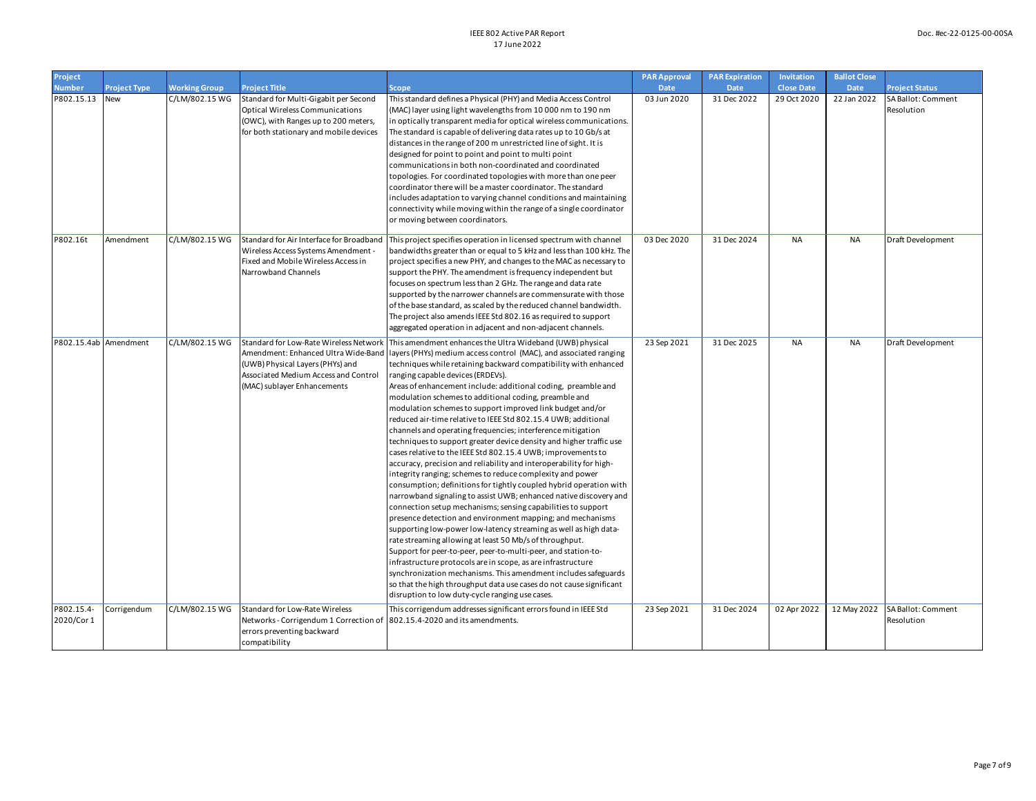| Project Number | Project Type | Working Group | Project Title | Scope | PAR Approval Date | PAR Expiration Date | Invitation Close Date | Ballot Close Date | Project Status |
|---|---|---|---|---|---|---|---|---|---|
| P802.15.13 | New | C/LM/802.15 WG | Standard for Multi-Gigabit per Second Optical Wireless Communications (OWC), with Ranges up to 200 meters, for both stationary and mobile devices | This standard defines a Physical (PHY) and Media Access Control (MAC) layer using light wavelengths from 10 000 nm to 190 nm in optically transparent media for optical wireless communications. The standard is capable of delivering data rates up to 10 Gb/s at distances in the range of 200 m unrestricted line of sight. It is designed for point to point and point to multi point communications in both non-coordinated and coordinated topologies. For coordinated topologies with more than one peer coordinator there will be a master coordinator. The standard includes adaptation to varying channel conditions and maintaining connectivity while moving within the range of a single coordinator or moving between coordinators. | 03 Jun 2020 | 31 Dec 2022 | 29 Oct 2020 | 22 Jan 2022 | SA Ballot: Comment Resolution |
| P802.16t | Amendment | C/LM/802.15 WG | Standard for Air Interface for Broadband Wireless Access Systems Amendment - Fixed and Mobile Wireless Access in Narrowband Channels | This project specifies operation in licensed spectrum with channel bandwidths greater than or equal to 5 kHz and less than 100 kHz. The project specifies a new PHY, and changes to the MAC as necessary to support the PHY. The amendment is frequency independent but focuses on spectrum less than 2 GHz. The range and data rate supported by the narrower channels are commensurate with those of the base standard, as scaled by the reduced channel bandwidth. The project also amends IEEE Std 802.16 as required to support aggregated operation in adjacent and non-adjacent channels. | 03 Dec 2020 | 31 Dec 2024 | NA | NA | Draft Development |
| P802.15.4ab | Amendment | C/LM/802.15 WG | Standard for Low-Rate Wireless Network Amendment: Enhanced Ultra Wide-Band (UWB) Physical Layers (PHYs) and Associated Medium Access and Control (MAC) sublayer Enhancements | This amendment enhances the Ultra Wideband (UWB) physical layers (PHYs) medium access control (MAC), and associated ranging techniques while retaining backward compatibility with enhanced ranging capable devices (ERDEVs).<br>Areas of enhancement include: additional coding, preamble and modulation schemes to additional coding, preamble and modulation schemes to support improved link budget and/or reduced air-time relative to IEEE Std 802.15.4 UWB; additional channels and operating frequencies; interference mitigation techniques to support greater device density and higher traffic use cases relative to the IEEE Std 802.15.4 UWB; improvements to accuracy, precision and reliability and interoperability for high-integrity ranging; schemes to reduce complexity and power consumption; definitions for tightly coupled hybrid operation with narrowband signaling to assist UWB; enhanced native discovery and connection setup mechanisms; sensing capabilities to support presence detection and environment mapping; and mechanisms supporting low-power low-latency streaming as well as high data-rate streaming allowing at least 50 Mb/s of throughput.<br>Support for peer-to-peer, peer-to-multi-peer, and station-to-infrastructure protocols are in scope, as are infrastructure synchronization mechanisms. This amendment includes safeguards so that the high throughput data use cases do not cause significant disruption to low duty-cycle ranging use cases. | 23 Sep 2021 | 31 Dec 2025 | NA | NA | Draft Development |
| P802.15.4-2020/Cor 1 | Corrigendum | C/LM/802.15 WG | Standard for Low-Rate Wireless Networks - Corrigendum 1 Correction of errors preventing backward compatibility | This corrigendum addresses significant errors found in IEEE Std 802.15.4-2020 and its amendments. | 23 Sep 2021 | 31 Dec 2024 | 02 Apr 2022 | 12 May 2022 | SA Ballot: Comment Resolution |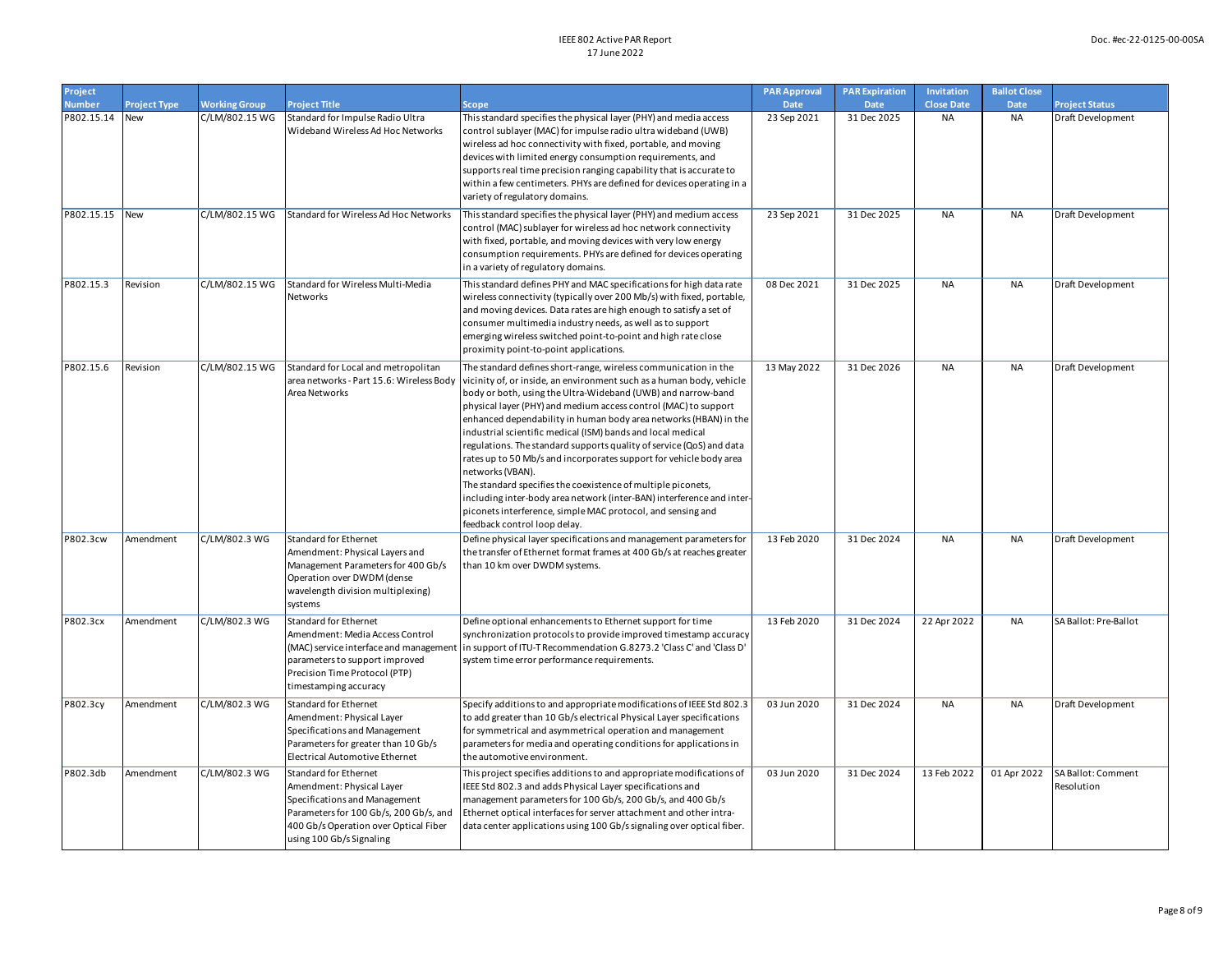| Project Number | Project Type | Working Group | Project Title | Scope | PAR Approval Date | PAR Expiration Date | Invitation Close Date | Ballot Close Date | Project Status |
|---|---|---|---|---|---|---|---|---|---|
| P802.15.14 | New | C/LM/802.15 WG | Standard for Impulse Radio Ultra Wideband Wireless Ad Hoc Networks | This standard specifies the physical layer (PHY) and media access control sublayer (MAC) for impulse radio ultra wideband (UWB) wireless ad hoc connectivity with fixed, portable, and moving devices with limited energy consumption requirements, and supports real time precision ranging capability that is accurate to within a few centimeters. PHYs are defined for devices operating in a variety of regulatory domains. | 23 Sep 2021 | 31 Dec 2025 | NA | NA | Draft Development |
| P802.15.15 | New | C/LM/802.15 WG | Standard for Wireless Ad Hoc Networks | This standard specifies the physical layer (PHY) and medium access control (MAC) sublayer for wireless ad hoc network connectivity with fixed, portable, and moving devices with very low energy consumption requirements. PHYs are defined for devices operating in a variety of regulatory domains. | 23 Sep 2021 | 31 Dec 2025 | NA | NA | Draft Development |
| P802.15.3 | Revision | C/LM/802.15 WG | Standard for Wireless Multi-Media Networks | This standard defines PHY and MAC specifications for high data rate wireless connectivity (typically over 200 Mb/s) with fixed, portable, and moving devices. Data rates are high enough to satisfy a set of consumer multimedia industry needs, as well as to support emerging wireless switched point-to-point and high rate close proximity point-to-point applications. | 08 Dec 2021 | 31 Dec 2025 | NA | NA | Draft Development |
| P802.15.6 | Revision | C/LM/802.15 WG | Standard for Local and metropolitan area networks - Part 15.6: Wireless Body Area Networks | The standard defines short-range, wireless communication in the vicinity of, or inside, an environment such as a human body, vehicle body or both, using the Ultra-Wideband (UWB) and narrow-band physical layer (PHY) and medium access control (MAC) to support enhanced dependability in human body area networks (HBAN) in the industrial scientific medical (ISM) bands and local medical regulations. The standard supports quality of service (QoS) and data rates up to 50 Mb/s and incorporates support for vehicle body area networks (VBAN).<br>The standard specifies the coexistence of multiple piconets, including inter-body area network (inter-BAN) interference and inter-piconets interference, simple MAC protocol, and sensing and feedback control loop delay. | 13 May 2022 | 31 Dec 2026 | NA | NA | Draft Development |
| P802.3cw | Amendment | C/LM/802.3 WG | Standard for Ethernet Amendment: Physical Layers and Management Parameters for 400 Gb/s Operation over DWDM (dense wavelength division multiplexing) systems | Define physical layer specifications and management parameters for the transfer of Ethernet format frames at 400 Gb/s at reaches greater than 10 km over DWDM systems. | 13 Feb 2020 | 31 Dec 2024 | NA | NA | Draft Development |
| P802.3cx | Amendment | C/LM/802.3 WG | Standard for Ethernet Amendment: Media Access Control (MAC) service interface and management parameters to support improved Precision Time Protocol (PTP) timestamping accuracy | Define optional enhancements to Ethernet support for time synchronization protocols to provide improved timestamp accuracy in support of ITU-T Recommendation G.8273.2 'Class C' and 'Class D' system time error performance requirements. | 13 Feb 2020 | 31 Dec 2024 | 22 Apr 2022 | NA | SA Ballot: Pre-Ballot |
| P802.3cy | Amendment | C/LM/802.3 WG | Standard for Ethernet Amendment: Physical Layer Specifications and Management Parameters for greater than 10 Gb/s Electrical Automotive Ethernet | Specify additions to and appropriate modifications of IEEE Std 802.3 to add greater than 10 Gb/s electrical Physical Layer specifications for symmetrical and asymmetrical operation and management parameters for media and operating conditions for applications in the automotive environment. | 03 Jun 2020 | 31 Dec 2024 | NA | NA | Draft Development |
| P802.3db | Amendment | C/LM/802.3 WG | Standard for Ethernet Amendment: Physical Layer Specifications and Management Parameters for 100 Gb/s, 200 Gb/s, and 400 Gb/s Operation over Optical Fiber using 100 Gb/s Signaling | This project specifies additions to and appropriate modifications of IEEE Std 802.3 and adds Physical Layer specifications and management parameters for 100 Gb/s, 200 Gb/s, and 400 Gb/s Ethernet optical interfaces for server attachment and other intra-data center applications using 100 Gb/s signaling over optical fiber. | 03 Jun 2020 | 31 Dec 2024 | 13 Feb 2022 | 01 Apr 2022 | SA Ballot: Comment Resolution |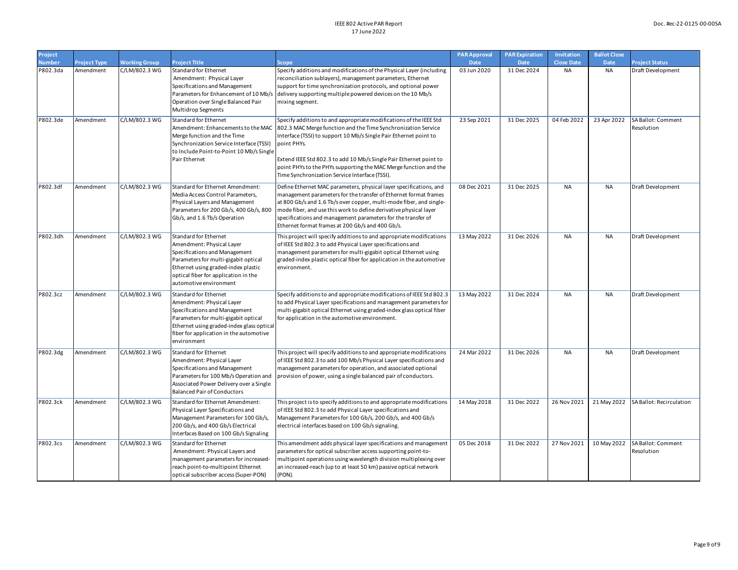| Project Number | Project Type | Working Group | Project Title | Scope | PAR Approval Date | PAR Expiration Date | Invitation Close Date | Ballot Close Date | Project Status |
|---|---|---|---|---|---|---|---|---|---|
| P802.3da | Amendment | C/LM/802.3 WG | Standard for Ethernet Amendment: Physical Layer Specifications and Management Parameters for Enhancement of 10 Mb/s Operation over Single Balanced Pair Multidrop Segments | Specify additions and modifications of the Physical Layer (including reconciliation sublayers), management parameters, Ethernet support for time synchronization protocols, and optional power delivery supporting multiple powered devices on the 10 Mb/s mixing segment. | 03 Jun 2020 | 31 Dec 2024 | NA | NA | Draft Development |
| P802.3de | Amendment | C/LM/802.3 WG | Standard for Ethernet Amendment: Enhancements to the MAC Merge function and the Time Synchronization Service Interface (TSSI) to Include Point-to-Point 10 Mb/s Single Pair Ethernet | Specify additions to and appropriate modifications of the IEEE Std 802.3 MAC Merge function and the Time Synchronization Service Interface (TSSI) to support 10 Mb/s Single Pair Ethernet point to point PHYs.<br><br>Extend IEEE Std 802.3 to add 10 Mb/s Single Pair Ethernet point to point PHYs to the PHYs supporting the MAC Merge function and the Time Synchronization Service Interface (TSSI). | 23 Sep 2021 | 31 Dec 2025 | 04 Feb 2022 | 23 Apr 2022 | SA Ballot: Comment Resolution |
| P802.3df | Amendment | C/LM/802.3 WG | Standard for Ethernet Amendment: Media Access Control Parameters, Physical Layers and Management Parameters for 200 Gb/s, 400 Gb/s, 800 Gb/s, and 1.6 Tb/s Operation | Define Ethernet MAC parameters, physical layer specifications, and management parameters for the transfer of Ethernet format frames at 800 Gb/s and 1.6 Tb/s over copper, multi-mode fiber, and single-mode fiber, and use this work to define derivative physical layer specifications and management parameters for the transfer of Ethernet format frames at 200 Gb/s and 400 Gb/s. | 08 Dec 2021 | 31 Dec 2025 | NA | NA | Draft Development |
| P802.3dh | Amendment | C/LM/802.3 WG | Standard for Ethernet Amendment: Physical Layer Specifications and Management Parameters for multi-gigabit optical Ethernet using graded-index plastic optical fiber for application in the automotive environment | This project will specify additions to and appropriate modifications of IEEE Std 802.3 to add Physical Layer specifications and management parameters for multi-gigabit optical Ethernet using graded-index plastic optical fiber for application in the automotive environment. | 13 May 2022 | 31 Dec 2026 | NA | NA | Draft Development |
| P802.3cz | Amendment | C/LM/802.3 WG | Standard for Ethernet Amendment: Physical Layer Specifications and Management Parameters for multi-gigabit optical Ethernet using graded-index glass optical fiber for application in the automotive environment | Specify additions to and appropriate modifications of IEEE Std 802.3 to add Physical Layer specifications and management parameters for multi-gigabit optical Ethernet using graded-index glass optical fiber for application in the automotive environment. | 13 May 2022 | 31 Dec 2024 | NA | NA | Draft Development |
| P802.3dg | Amendment | C/LM/802.3 WG | Standard for Ethernet Amendment: Physical Layer Specifications and Management Parameters for 100 Mb/s Operation and Associated Power Delivery over a Single Balanced Pair of Conductors | This project will specify additions to and appropriate modifications of IEEE Std 802.3 to add 100 Mb/s Physical Layer specifications and management parameters for operation, and associated optional provision of power, using a single balanced pair of conductors. | 24 Mar 2022 | 31 Dec 2026 | NA | NA | Draft Development |
| P802.3ck | Amendment | C/LM/802.3 WG | Standard for Ethernet Amendment: Physical Layer Specifications and Management Parameters for 100 Gb/s, 200 Gb/s, and 400 Gb/s Electrical Interfaces Based on 100 Gb/s Signaling | This project is to specify additions to and appropriate modifications of IEEE Std 802.3 to add Physical Layer specifications and Management Parameters for 100 Gb/s, 200 Gb/s, and 400 Gb/s electrical interfaces based on 100 Gb/s signaling. | 14 May 2018 | 31 Dec 2022 | 26 Nov 2021 | 21 May 2022 | SA Ballot: Recirculation |
| P802.3cs | Amendment | C/LM/802.3 WG | Standard for Ethernet Amendment: Physical Layers and management parameters for increased-reach point-to-multipoint Ethernet optical subscriber access (Super-PON) | This amendment adds physical layer specifications and management parameters for optical subscriber access supporting point-to-multipoint operations using wavelength division multiplexing over an increased-reach (up to at least 50 km) passive optical network (PON). | 05 Dec 2018 | 31 Dec 2022 | 27 Nov 2021 | 10 May 2022 | SA Ballot: Comment Resolution |